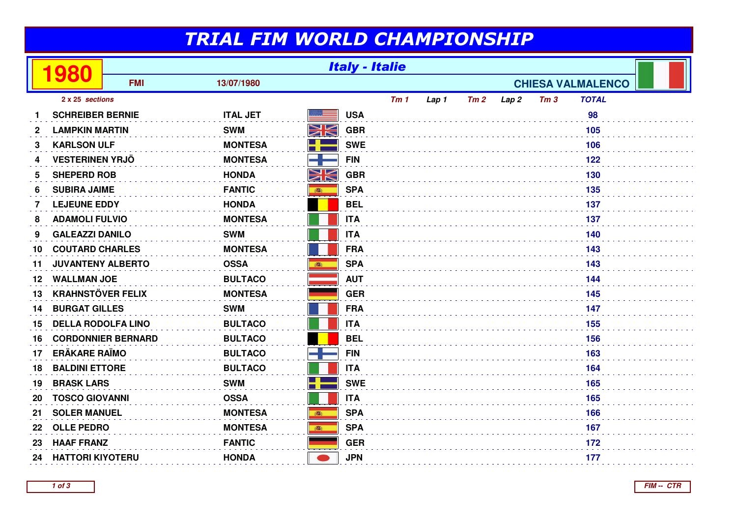# TRIAL FIM WORLD CHAMPIONSHIP

## 1980 — Italy - Italie

**FMI** — **13/07/1980** — **CHIESA VALMALENCO**

*2 x 25 sections*

| | | | | *Tm 1* | *Lap 1* | *Tm 2* | *Lap 2* | *Tm 3* | *TOTAL* |
|---|---|---|---|---|---|---|---|---|---|
| 1 | SCHREIBER BERNIE | ITAL JET | USA | | | | | | 98 |
| 2 | LAMPKIN MARTIN | SWM | GBR | | | | | | 105 |
| 3 | KARLSON ULF | MONTESA | SWE | | | | | | 106 |
| 4 | VESTERINEN YRJÖ | MONTESA | FIN | | | | | | 122 |
| 5 | SHEPERD ROB | HONDA | GBR | | | | | | 130 |
| 6 | SUBIRA JAIME | FANTIC | SPA | | | | | | 135 |
| 7 | LEJEUNE EDDY | HONDA | BEL | | | | | | 137 |
| 8 | ADAMOLI FULVIO | MONTESA | ITA | | | | | | 137 |
| 9 | GALEAZZI DANILO | SWM | ITA | | | | | | 140 |
| 10 | COUTARD CHARLES | MONTESA | FRA | | | | | | 143 |
| 11 | JUVANTENY ALBERTO | OSSA | SPA | | | | | | 143 |
| 12 | WALLMAN JOE | BULTACO | AUT | | | | | | 144 |
| 13 | KRAHNSTÖVER FELIX | MONTESA | GER | | | | | | 145 |
| 14 | BURGAT GILLES | SWM | FRA | | | | | | 147 |
| 15 | DELLA RODOLFA LINO | BULTACO | ITA | | | | | | 155 |
| 16 | CORDONNIER BERNARD | BULTACO | BEL | | | | | | 156 |
| 17 | ERÄKARE RAÏMO | BULTACO | FIN | | | | | | 163 |
| 18 | BALDINI ETTORE | BULTACO | ITA | | | | | | 164 |
| 19 | BRASK LARS | SWM | SWE | | | | | | 165 |
| 20 | TOSCO GIOVANNI | OSSA | ITA | | | | | | 165 |
| 21 | SOLER MANUEL | MONTESA | SPA | | | | | | 166 |
| 22 | OLLE PEDRO | MONTESA | SPA | | | | | | 167 |
| 23 | HAAF FRANZ | FANTIC | GER | | | | | | 172 |
| 24 | HATTORI KIYOTERU | HONDA | JPN | | | | | | 177 |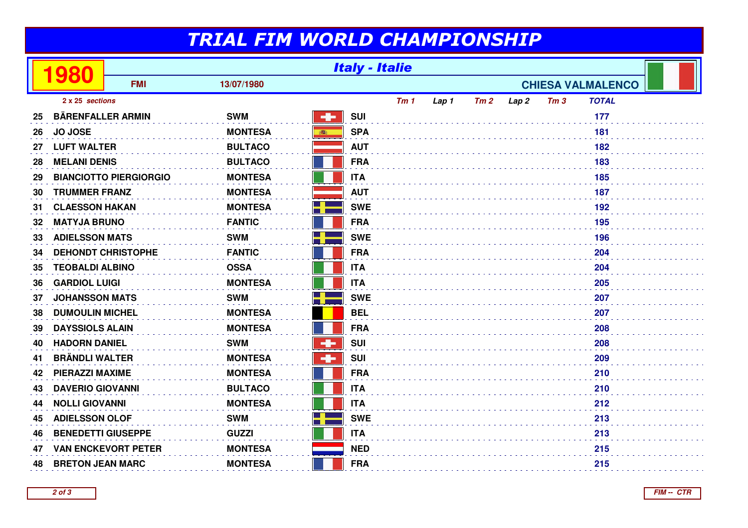# TRIAL FIM WORLD CHAMPIONSHIP

**1980** — *Italy - Italie*

**FMI** — **13/07/1980** — **CHIESA VALMALENCO**

*2 x 25 sections*

| | | | | *Tm 1* | *Lap 1* | *Tm 2* | *Lap 2* | *Tm 3* | *TOTAL* |
|---|---|---|---|---|---|---|---|---|---|
| 25 | BÄRENFALLER ARMIN | SWM | SUI | | | | | | 177 |
| 26 | JO JOSE | MONTESA | SPA | | | | | | 181 |
| 27 | LUFT WALTER | BULTACO | AUT | | | | | | 182 |
| 28 | MELANI DENIS | BULTACO | FRA | | | | | | 183 |
| 29 | BIANCIOTTO PIERGIORGIO | MONTESA | ITA | | | | | | 185 |
| 30 | TRUMMER FRANZ | MONTESA | AUT | | | | | | 187 |
| 31 | CLAESSON HAKAN | MONTESA | SWE | | | | | | 192 |
| 32 | MATYJA BRUNO | FANTIC | FRA | | | | | | 195 |
| 33 | ADIELSSON MATS | SWM | SWE | | | | | | 196 |
| 34 | DEHONDT CHRISTOPHE | FANTIC | FRA | | | | | | 204 |
| 35 | TEOBALDI ALBINO | OSSA | ITA | | | | | | 204 |
| 36 | GARDIOL LUIGI | MONTESA | ITA | | | | | | 205 |
| 37 | JOHANSSON MATS | SWM | SWE | | | | | | 207 |
| 38 | DUMOULIN MICHEL | MONTESA | BEL | | | | | | 207 |
| 39 | DAYSSIOLS ALAIN | MONTESA | FRA | | | | | | 208 |
| 40 | HADORN DANIEL | SWM | SUI | | | | | | 208 |
| 41 | BRÄNDLI WALTER | MONTESA | SUI | | | | | | 209 |
| 42 | PIERAZZI MAXIME | MONTESA | FRA | | | | | | 210 |
| 43 | DAVERIO GIOVANNI | BULTACO | ITA | | | | | | 210 |
| 44 | NOLLI GIOVANNI | MONTESA | ITA | | | | | | 212 |
| 45 | ADIELSSON OLOF | SWM | SWE | | | | | | 213 |
| 46 | BENEDETTI GIUSEPPE | GUZZI | ITA | | | | | | 213 |
| 47 | VAN ENCKEVORT PETER | MONTESA | NED | | | | | | 215 |
| 48 | BRETON JEAN MARC | MONTESA | FRA | | | | | | 215 |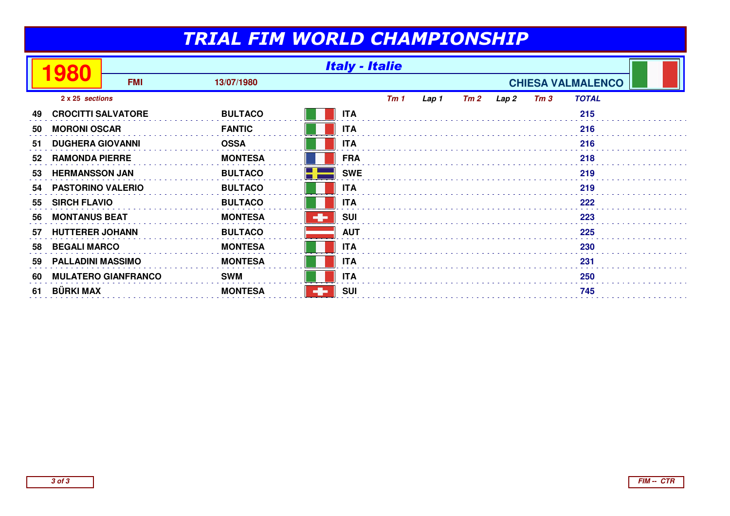# TRIAL FIM WORLD CHAMPIONSHIP

## 1980 — Italy - Italie

**FMI** — 13/07/1980 — **CHIESA VALMALENCO**

*2 x 25 sections*

| | | | | Tm 1 | Lap 1 | Tm 2 | Lap 2 | Tm 3 | TOTAL |
|---|---|---|---|---|---|---|---|---|---|
| 49 | CROCITTI SALVATORE | BULTACO | ITA | | | | | | 215 |
| 50 | MORONI OSCAR | FANTIC | ITA | | | | | | 216 |
| 51 | DUGHERA GIOVANNI | OSSA | ITA | | | | | | 216 |
| 52 | RAMONDA PIERRE | MONTESA | FRA | | | | | | 218 |
| 53 | HERMANSSON JAN | BULTACO | SWE | | | | | | 219 |
| 54 | PASTORINO VALERIO | BULTACO | ITA | | | | | | 219 |
| 55 | SIRCH FLAVIO | BULTACO | ITA | | | | | | 222 |
| 56 | MONTANUS BEAT | MONTESA | SUI | | | | | | 223 |
| 57 | HUTTERER JOHANN | BULTACO | AUT | | | | | | 225 |
| 58 | BEGALI MARCO | MONTESA | ITA | | | | | | 230 |
| 59 | PALLADINI MASSIMO | MONTESA | ITA | | | | | | 231 |
| 60 | MULATERO GIANFRANCO | SWM | ITA | | | | | | 250 |
| 61 | BÜRKI MAX | MONTESA | SUI | | | | | | 745 |

FIM -- CTR